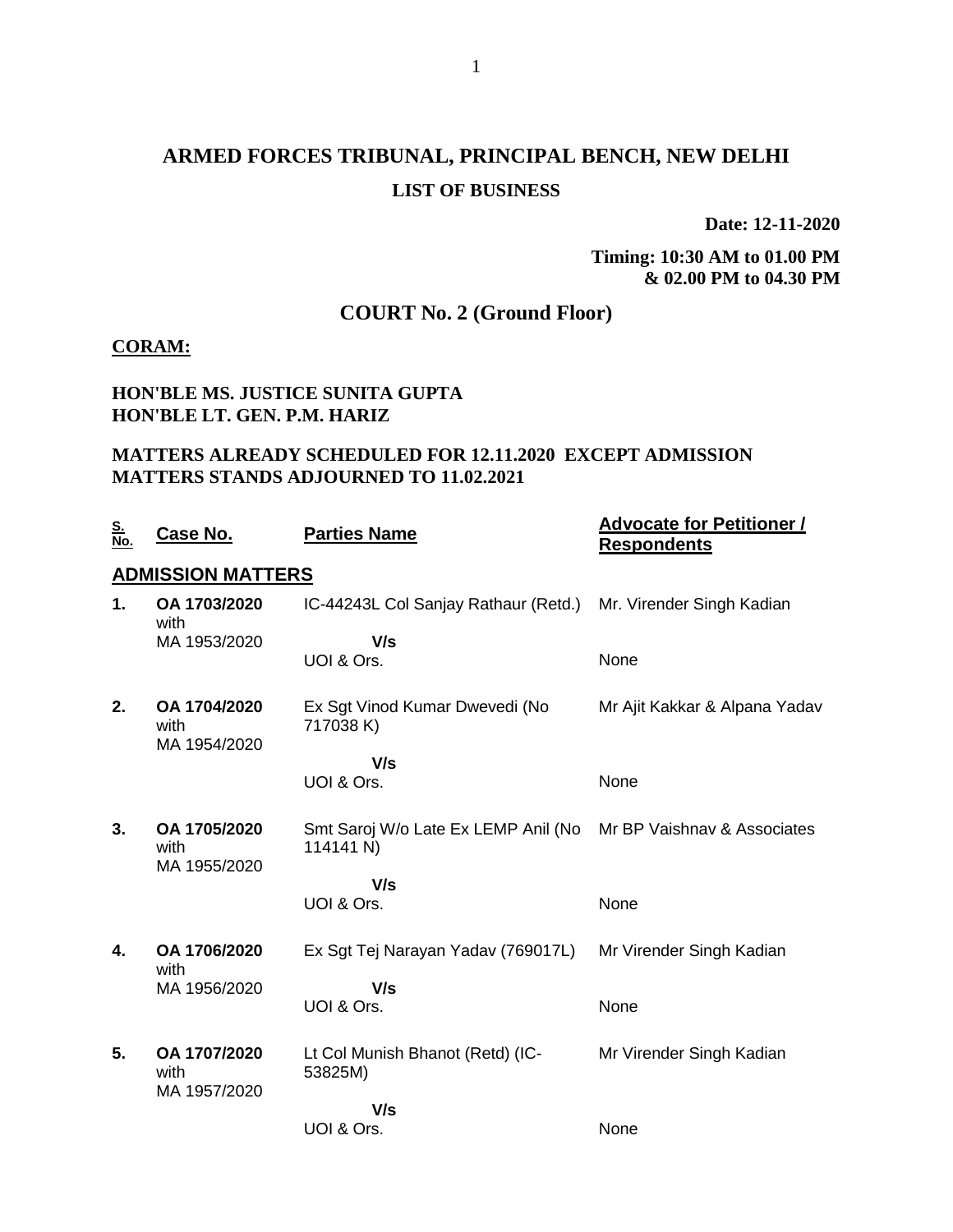# ARMED FORCES TRIBUNAL, PRINCIPAL BENCH, NEW DELHI

## LIST OF BUSINESS

**Date: 12-11-2020**

**Timing: 10:30 AM to 01.00 PM & 02.00 PM to 04.30 PM**

## COURT No. 2 (Ground Floor)

**CORAM:**

**HON'BLE MS. JUSTICE SUNITA GUPTA**
**HON'BLE LT. GEN. P.M. HARIZ**

**MATTERS ALREADY SCHEDULED FOR 12.11.2020 EXCEPT ADMISSION MATTERS STANDS ADJOURNED TO 11.02.2021**

| S. No. | Case No. | Parties Name | Advocate for Petitioner / Respondents |
|---|---|---|---|
| **ADMISSION MATTERS** | | | |
| **1.** | **OA 1703/2020** with MA 1953/2020 | IC-44243L Col Sanjay Rathaur (Retd.) **V/s** UOI & Ors. | Mr. Virender Singh Kadian<br>None |
| **2.** | **OA 1704/2020** with MA 1954/2020 | Ex Sgt Vinod Kumar Dwevedi (No 717038 K) **V/s** UOI & Ors. | Mr Ajit Kakkar & Alpana Yadav<br>None |
| **3.** | **OA 1705/2020** with MA 1955/2020 | Smt Saroj W/o Late Ex LEMP Anil (No 114141 N) **V/s** UOI & Ors. | Mr BP Vaishnav & Associates<br>None |
| **4.** | **OA 1706/2020** with MA 1956/2020 | Ex Sgt Tej Narayan Yadav (769017L) **V/s** UOI & Ors. | Mr Virender Singh Kadian<br>None |
| **5.** | **OA 1707/2020** with MA 1957/2020 | Lt Col Munish Bhanot (Retd) (IC-53825M) **V/s** UOI & Ors. | Mr Virender Singh Kadian<br>None |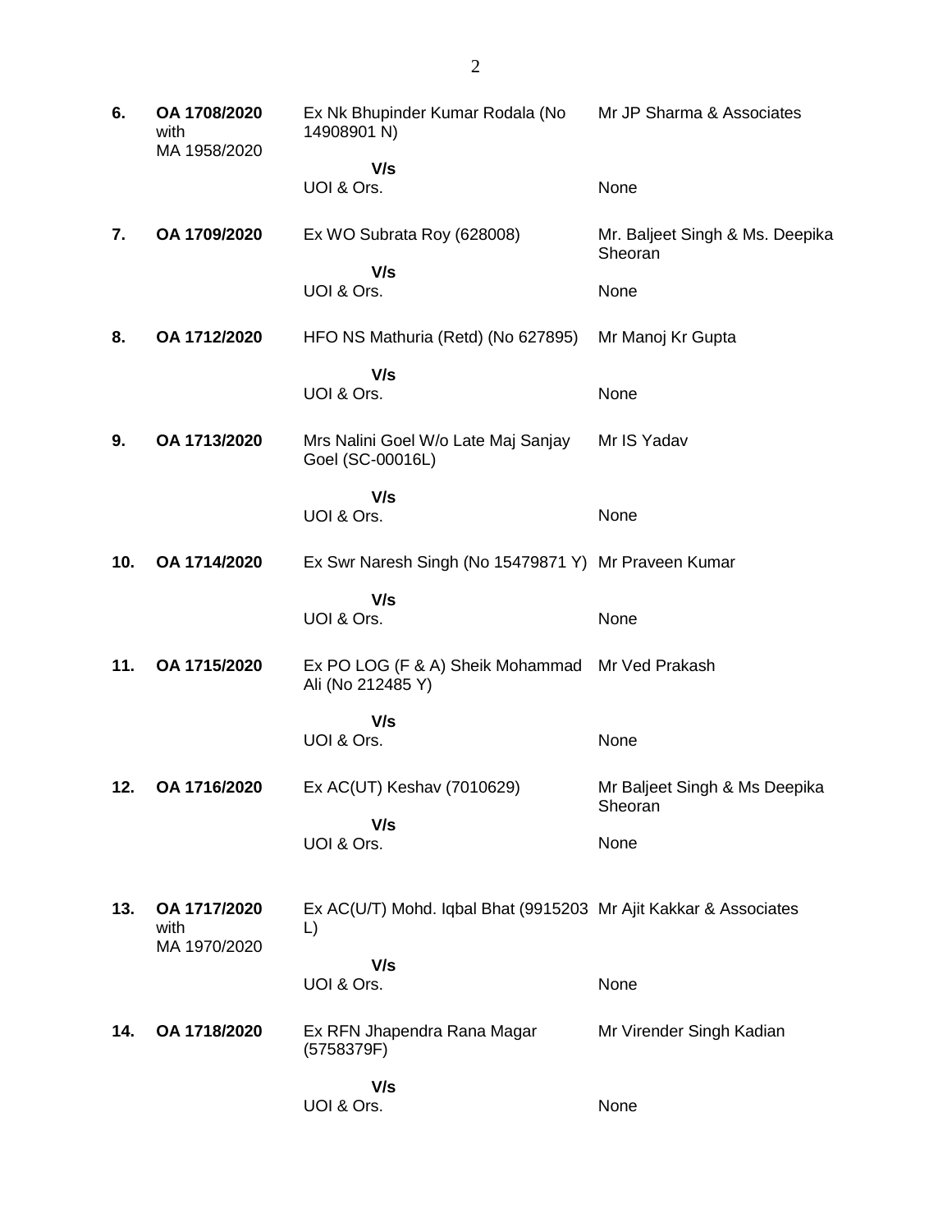| | | | |
|---|---|---|---|
| **6.** | **OA 1708/2020** with MA 1958/2020 | Ex Nk Bhupinder Kumar Rodala (No 14908901 N) | Mr JP Sharma & Associates |
| | | **V/s** UOI & Ors. | None |
| **7.** | **OA 1709/2020** | Ex WO Subrata Roy (628008) | Mr. Baljeet Singh & Ms. Deepika Sheoran |
| | | **V/s** UOI & Ors. | None |
| **8.** | **OA 1712/2020** | HFO NS Mathuria (Retd) (No 627895) | Mr Manoj Kr Gupta |
| | | **V/s** UOI & Ors. | None |
| **9.** | **OA 1713/2020** | Mrs Nalini Goel W/o Late Maj Sanjay Goel (SC-00016L) | Mr IS Yadav |
| | | **V/s** UOI & Ors. | None |
| **10.** | **OA 1714/2020** | Ex Swr Naresh Singh (No 15479871 Y) | Mr Praveen Kumar |
| | | **V/s** UOI & Ors. | None |
| **11.** | **OA 1715/2020** | Ex PO LOG (F & A) Sheik Mohammad Ali (No 212485 Y) | Mr Ved Prakash |
| | | **V/s** UOI & Ors. | None |
| **12.** | **OA 1716/2020** | Ex AC(UT) Keshav (7010629) | Mr Baljeet Singh & Ms Deepika Sheoran |
| | | **V/s** UOI & Ors. | None |
| **13.** | **OA 1717/2020** with MA 1970/2020 | Ex AC(U/T) Mohd. Iqbal Bhat (9915203 L) | Mr Ajit Kakkar & Associates |
| | | **V/s** UOI & Ors. | None |
| **14.** | **OA 1718/2020** | Ex RFN Jhapendra Rana Magar (5758379F) | Mr Virender Singh Kadian |
| | | **V/s** UOI & Ors. | None |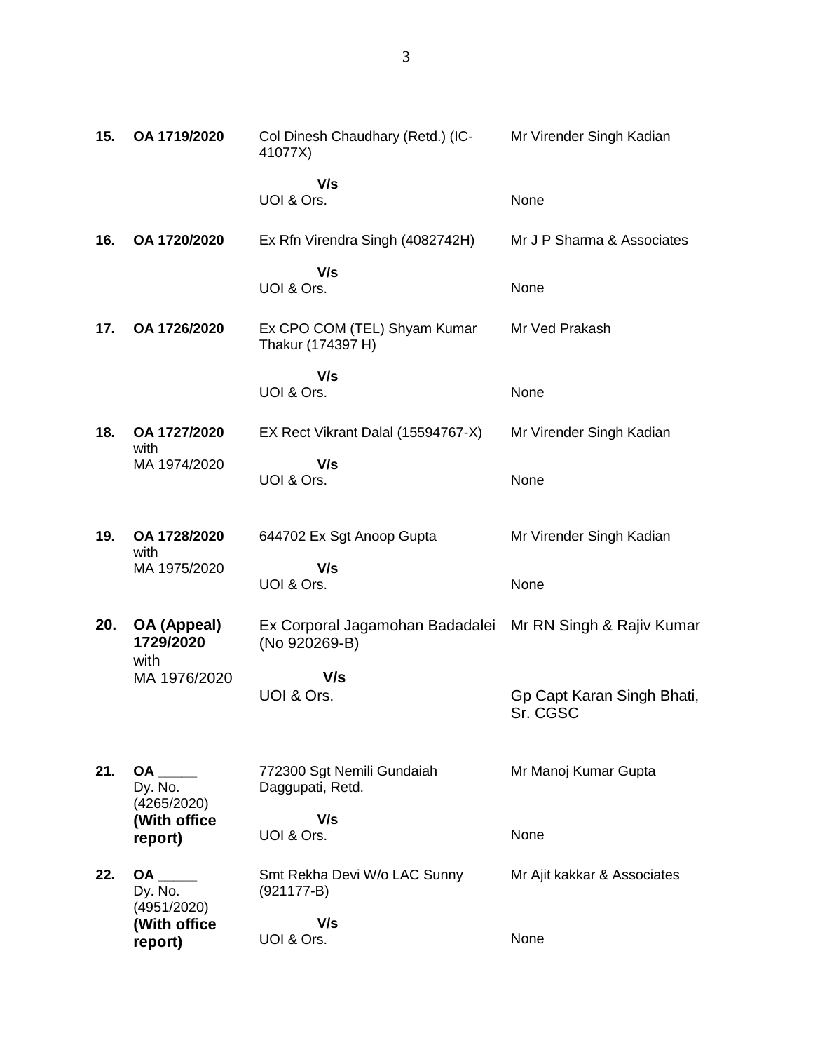| | | | |
|---|---|---|---|
| **15.** | **OA 1719/2020** | Col Dinesh Chaudhary (Retd.) (IC-41077X)<br><br>**V/s**<br>UOI & Ors. | Mr Virender Singh Kadian<br><br><br>None |
| **16.** | **OA 1720/2020** | Ex Rfn Virendra Singh (4082742H)<br><br>**V/s**<br>UOI & Ors. | Mr J P Sharma & Associates<br><br><br>None |
| **17.** | **OA 1726/2020** | Ex CPO COM (TEL) Shyam Kumar Thakur (174397 H)<br><br>**V/s**<br>UOI & Ors. | Mr Ved Prakash<br><br><br>None |
| **18.** | **OA 1727/2020** with MA 1974/2020 | EX Rect Vikrant Dalal (15594767-X)<br><br>**V/s**<br>UOI & Ors. | Mr Virender Singh Kadian<br><br><br>None |
| **19.** | **OA 1728/2020** with MA 1975/2020 | 644702 Ex Sgt Anoop Gupta<br><br>**V/s**<br>UOI & Ors. | Mr Virender Singh Kadian<br><br><br>None |
| **20.** | **OA (Appeal) 1729/2020** with MA 1976/2020 | Ex Corporal Jagamohan Badadalei (No 920269-B)<br><br>**V/s**<br>UOI & Ors. | Mr RN Singh & Rajiv Kumar<br><br><br>Gp Capt Karan Singh Bhati, Sr. CGSC |
| **21.** | **OA \_\_\_\_\_** Dy. No. (4265/2020) **(With office report)** | 772300 Sgt Nemili Gundaiah Daggupati, Retd.<br><br>**V/s**<br>UOI & Ors. | Mr Manoj Kumar Gupta<br><br><br>None |
| **22.** | **OA \_\_\_\_\_** Dy. No. (4951/2020) **(With office report)** | Smt Rekha Devi W/o LAC Sunny (921177-B)<br><br>**V/s**<br>UOI & Ors. | Mr Ajit kakkar & Associates<br><br><br>None |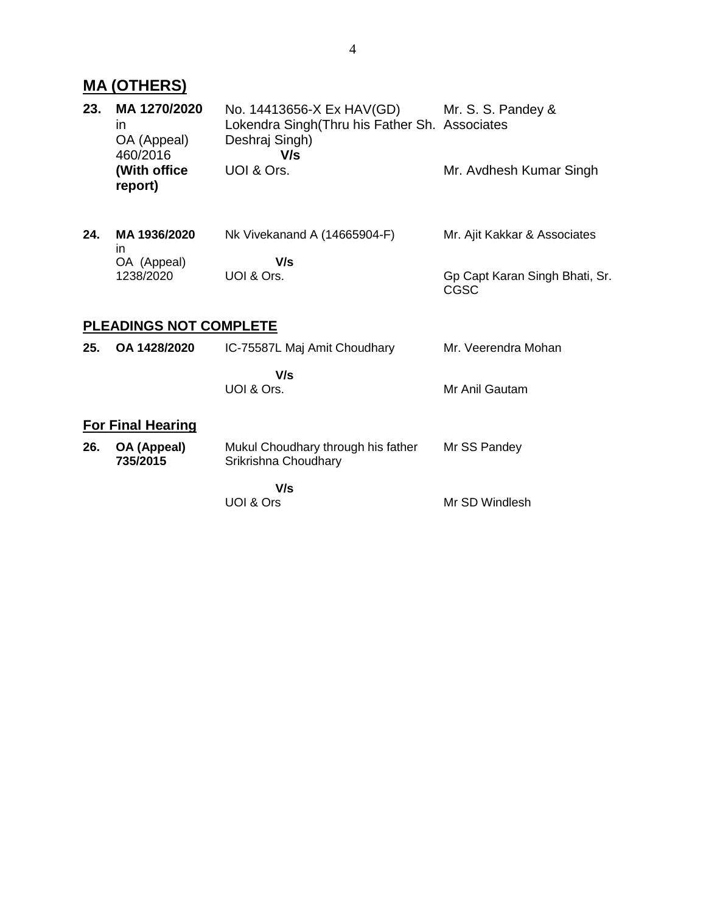## MA (OTHERS)

| | | | |
|---|---|---|---|
| **23.** | **MA 1270/2020** in OA (Appeal) 460/2016 **(With office report)** | No. 14413656-X Ex HAV(GD) Lokendra Singh(Thru his Father Sh. Deshraj Singh) **V/s** UOI & Ors. | Mr. S. S. Pandey & Associates<br><br>Mr. Avdhesh Kumar Singh |
| **24.** | **MA 1936/2020** in OA (Appeal) 1238/2020 | Nk Vivekanand A (14665904-F) **V/s** UOI & Ors. | Mr. Ajit Kakkar & Associates<br><br>Gp Capt Karan Singh Bhati, Sr. CGSC |

## PLEADINGS NOT COMPLETE

| | | | |
|---|---|---|---|
| **25.** | **OA 1428/2020** | IC-75587L Maj Amit Choudhary **V/s** UOI & Ors. | Mr. Veerendra Mohan<br><br>Mr Anil Gautam |

## For Final Hearing

| | | | |
|---|---|---|---|
| **26.** | **OA (Appeal) 735/2015** | Mukul Choudhary through his father Srikrishna Choudhary **V/s** UOI & Ors | Mr SS Pandey<br><br>Mr SD Windlesh |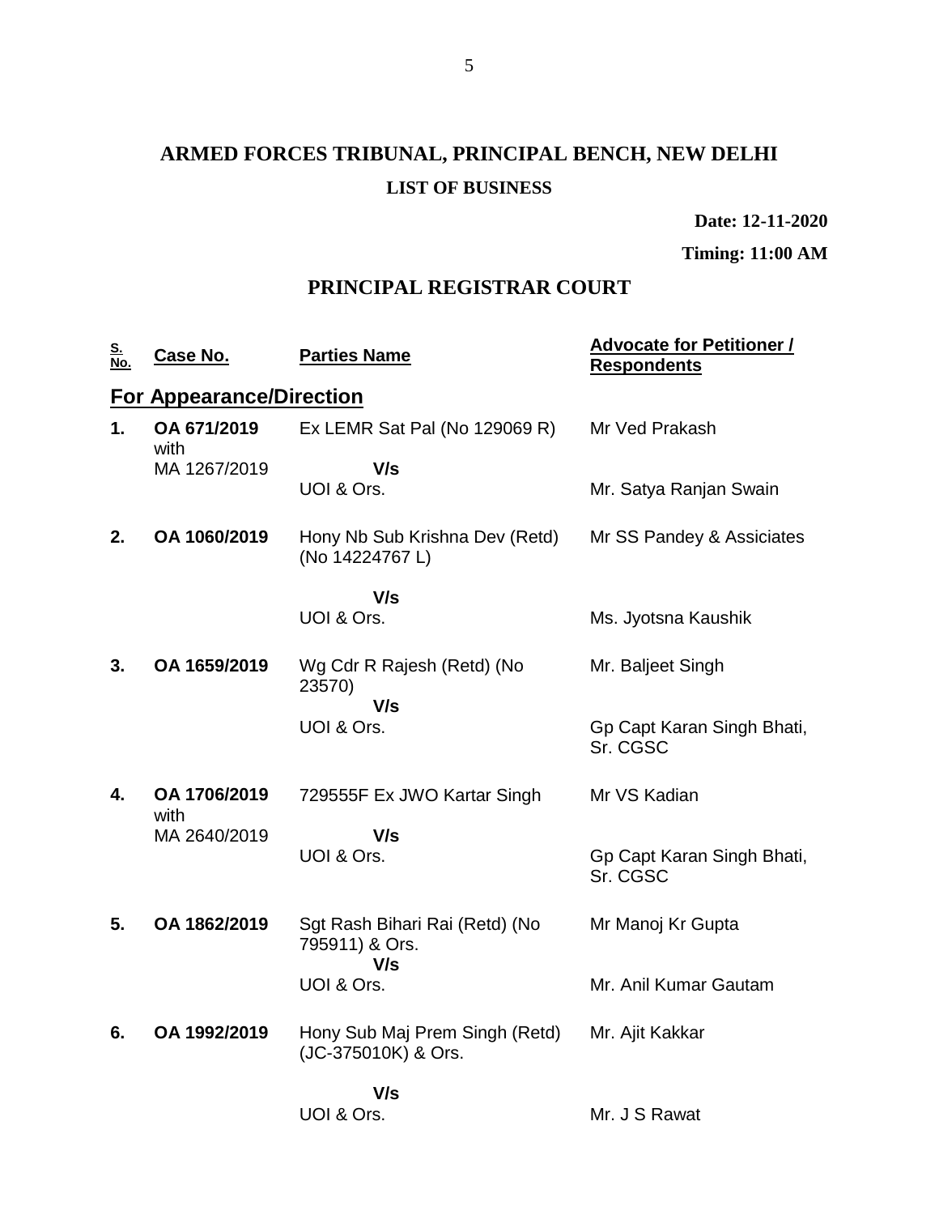# ARMED FORCES TRIBUNAL, PRINCIPAL BENCH, NEW DELHI

## LIST OF BUSINESS

**Date: 12-11-2020**

**Timing: 11:00 AM**

## PRINCIPAL REGISTRAR COURT

| S. No. | Case No. | Parties Name | Advocate for Petitioner / Respondents |
|---|---|---|---|
| **For Appearance/Direction** | | | |
| **1.** | **OA 671/2019** with MA 1267/2019 | Ex LEMR Sat Pal (No 129069 R) **V/s** UOI & Ors. | Mr Ved Prakash<br>Mr. Satya Ranjan Swain |
| **2.** | **OA 1060/2019** | Hony Nb Sub Krishna Dev (Retd) (No 14224767 L) **V/s** UOI & Ors. | Mr SS Pandey & Assiciates<br>Ms. Jyotsna Kaushik |
| **3.** | **OA 1659/2019** | Wg Cdr R Rajesh (Retd) (No 23570) **V/s** UOI & Ors. | Mr. Baljeet Singh<br>Gp Capt Karan Singh Bhati, Sr. CGSC |
| **4.** | **OA 1706/2019** with MA 2640/2019 | 729555F Ex JWO Kartar Singh **V/s** UOI & Ors. | Mr VS Kadian<br>Gp Capt Karan Singh Bhati, Sr. CGSC |
| **5.** | **OA 1862/2019** | Sgt Rash Bihari Rai (Retd) (No 795911) & Ors. **V/s** UOI & Ors. | Mr Manoj Kr Gupta<br>Mr. Anil Kumar Gautam |
| **6.** | **OA 1992/2019** | Hony Sub Maj Prem Singh (Retd) (JC-375010K) & Ors. **V/s** UOI & Ors. | Mr. Ajit Kakkar<br>Mr. J S Rawat |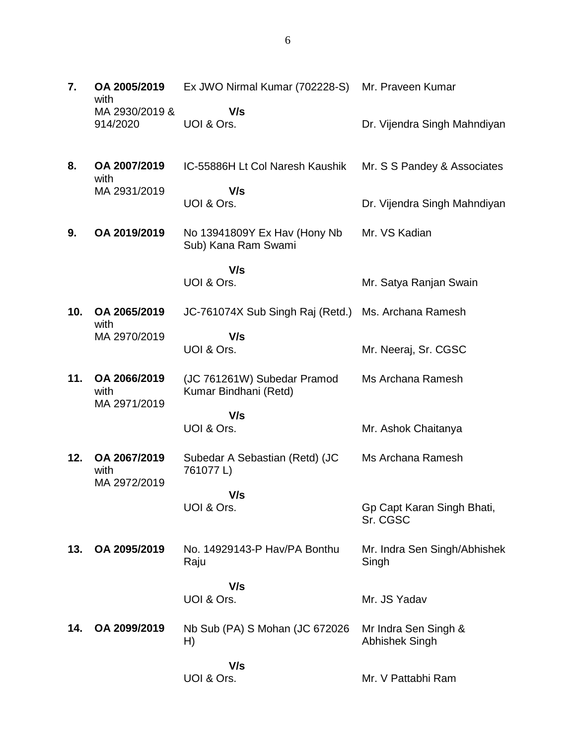| | | | |
|---|---|---|---|
| **7.** | **OA 2005/2019** with MA 2930/2019 & 914/2020 | Ex JWO Nirmal Kumar (702228-S)<br>**V/s**<br>UOI & Ors. | Mr. Praveen Kumar<br><br>Dr. Vijendra Singh Mahndiyan |
| **8.** | **OA 2007/2019** with MA 2931/2019 | IC-55886H Lt Col Naresh Kaushik<br>**V/s**<br>UOI & Ors. | Mr. S S Pandey & Associates<br><br>Dr. Vijendra Singh Mahndiyan |
| **9.** | **OA 2019/2019** | No 13941809Y Ex Hav (Hony Nb Sub) Kana Ram Swami<br>**V/s**<br>UOI & Ors. | Mr. VS Kadian<br><br>Mr. Satya Ranjan Swain |
| **10.** | **OA 2065/2019** with MA 2970/2019 | JC-761074X Sub Singh Raj (Retd.)<br>**V/s**<br>UOI & Ors. | Ms. Archana Ramesh<br><br>Mr. Neeraj, Sr. CGSC |
| **11.** | **OA 2066/2019** with MA 2971/2019 | (JC 761261W) Subedar Pramod Kumar Bindhani (Retd)<br>**V/s**<br>UOI & Ors. | Ms Archana Ramesh<br><br>Mr. Ashok Chaitanya |
| **12.** | **OA 2067/2019** with MA 2972/2019 | Subedar A Sebastian (Retd) (JC 761077 L)<br>**V/s**<br>UOI & Ors. | Ms Archana Ramesh<br><br>Gp Capt Karan Singh Bhati, Sr. CGSC |
| **13.** | **OA 2095/2019** | No. 14929143-P Hav/PA Bonthu Raju<br>**V/s**<br>UOI & Ors. | Mr. Indra Sen Singh/Abhishek Singh<br><br>Mr. JS Yadav |
| **14.** | **OA 2099/2019** | Nb Sub (PA) S Mohan (JC 672026 H)<br>**V/s**<br>UOI & Ors. | Mr Indra Sen Singh & Abhishek Singh<br><br>Mr. V Pattabhi Ram |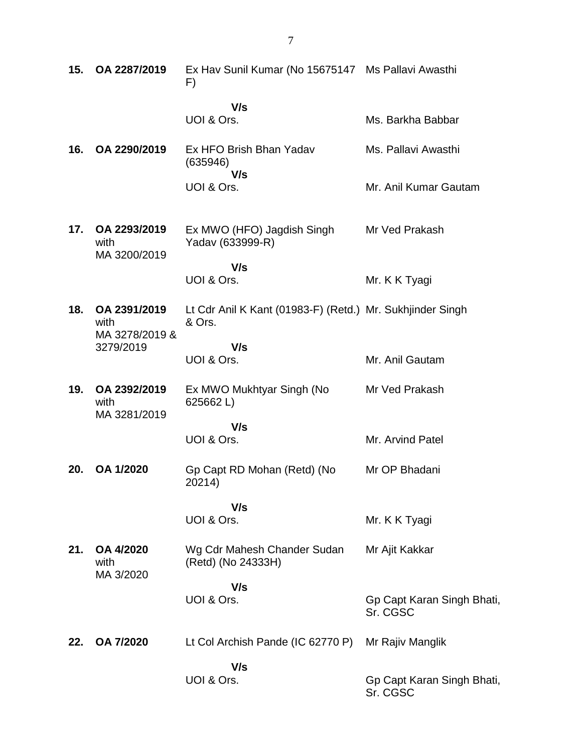| | | | |
|---|---|---|---|
| **15.** | **OA 2287/2019** | Ex Hav Sunil Kumar (No 15675147 F) | Ms Pallavi Awasthi |
| | | **V/s** | |
| | | UOI & Ors. | Ms. Barkha Babbar |
| **16.** | **OA 2290/2019** | Ex HFO Brish Bhan Yadav (635946) | Ms. Pallavi Awasthi |
| | | **V/s** | |
| | | UOI & Ors. | Mr. Anil Kumar Gautam |
| **17.** | **OA 2293/2019** with MA 3200/2019 | Ex MWO (HFO) Jagdish Singh Yadav (633999-R) | Mr Ved Prakash |
| | | **V/s** | |
| | | UOI & Ors. | Mr. K K Tyagi |
| **18.** | **OA 2391/2019** with MA 3278/2019 & 3279/2019 | Lt Cdr Anil K Kant (01983-F) (Retd.) & Ors. | Mr. Sukhjinder Singh |
| | | **V/s** | |
| | | UOI & Ors. | Mr. Anil Gautam |
| **19.** | **OA 2392/2019** with MA 3281/2019 | Ex MWO Mukhtyar Singh (No 625662 L) | Mr Ved Prakash |
| | | **V/s** | |
| | | UOI & Ors. | Mr. Arvind Patel |
| **20.** | **OA 1/2020** | Gp Capt RD Mohan (Retd) (No 20214) | Mr OP Bhadani |
| | | **V/s** | |
| | | UOI & Ors. | Mr. K K Tyagi |
| **21.** | **OA 4/2020** with MA 3/2020 | Wg Cdr Mahesh Chander Sudan (Retd) (No 24333H) | Mr Ajit Kakkar |
| | | **V/s** | |
| | | UOI & Ors. | Gp Capt Karan Singh Bhati, Sr. CGSC |
| **22.** | **OA 7/2020** | Lt Col Archish Pande (IC 62770 P) | Mr Rajiv Manglik |
| | | **V/s** | |
| | | UOI & Ors. | Gp Capt Karan Singh Bhati, Sr. CGSC |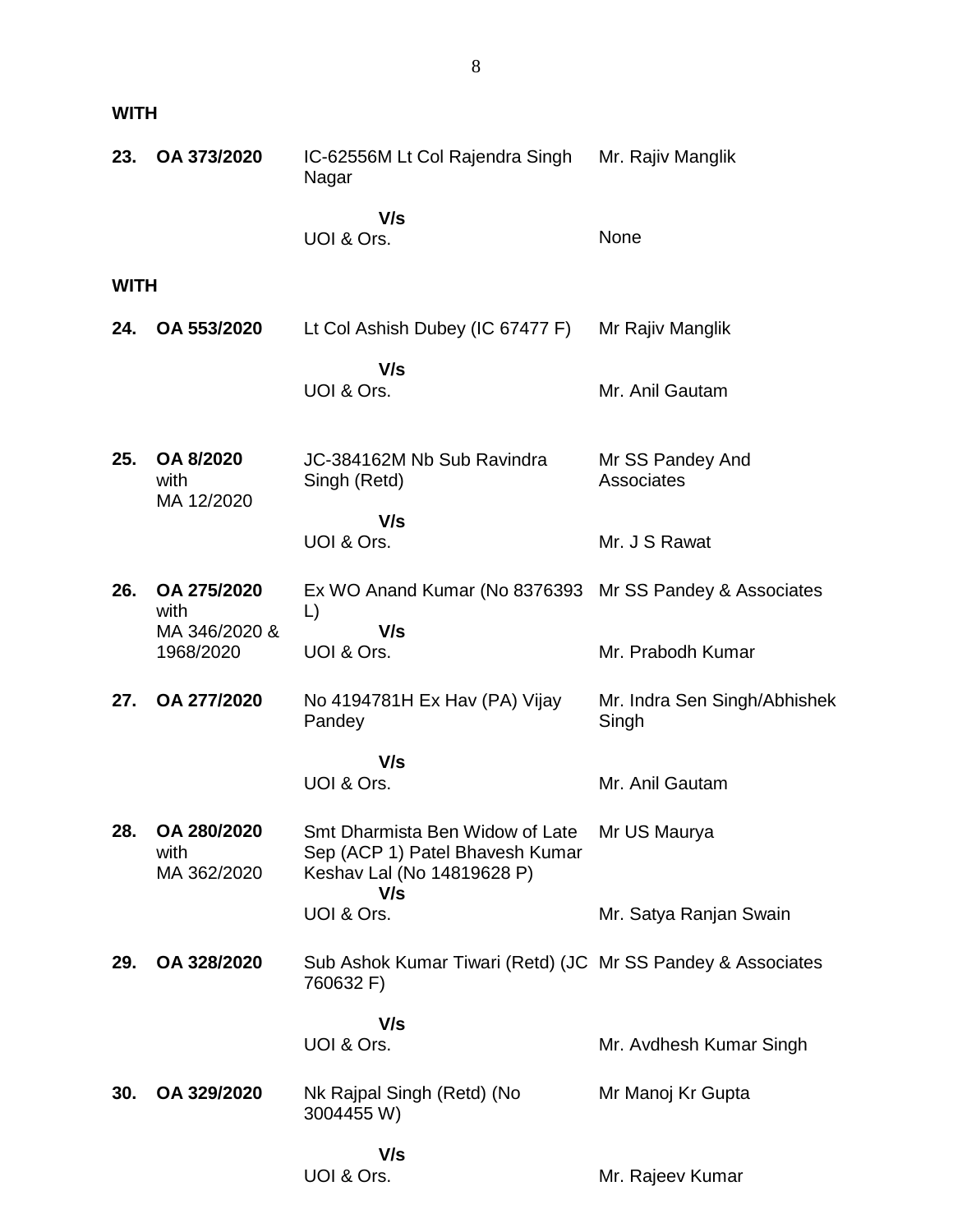**WITH**

| | | | |
|---|---|---|---|
| **23.** | **OA 373/2020** | IC-62556M Lt Col Rajendra Singh Nagar | Mr. Rajiv Manglik |
| | | **V/s** | |
| | | UOI & Ors. | None |

**WITH**

| | | | |
|---|---|---|---|
| **24.** | **OA 553/2020** | Lt Col Ashish Dubey (IC 67477 F) | Mr Rajiv Manglik |
| | | **V/s** | |
| | | UOI & Ors. | Mr. Anil Gautam |
| **25.** | **OA 8/2020** with MA 12/2020 | JC-384162M Nb Sub Ravindra Singh (Retd) | Mr SS Pandey And Associates |
| | | **V/s** | |
| | | UOI & Ors. | Mr. J S Rawat |
| **26.** | **OA 275/2020** with MA 346/2020 & 1968/2020 | Ex WO Anand Kumar (No 8376393 L) | Mr SS Pandey & Associates |
| | | **V/s** | |
| | | UOI & Ors. | Mr. Prabodh Kumar |
| **27.** | **OA 277/2020** | No 4194781H Ex Hav (PA) Vijay Pandey | Mr. Indra Sen Singh/Abhishek Singh |
| | | **V/s** | |
| | | UOI & Ors. | Mr. Anil Gautam |
| **28.** | **OA 280/2020** with MA 362/2020 | Smt Dharmista Ben Widow of Late Sep (ACP 1) Patel Bhavesh Kumar Keshav Lal (No 14819628 P) | Mr US Maurya |
| | | **V/s** | |
| | | UOI & Ors. | Mr. Satya Ranjan Swain |
| **29.** | **OA 328/2020** | Sub Ashok Kumar Tiwari (Retd) (JC 760632 F) | Mr SS Pandey & Associates |
| | | **V/s** | |
| | | UOI & Ors. | Mr. Avdhesh Kumar Singh |
| **30.** | **OA 329/2020** | Nk Rajpal Singh (Retd) (No 3004455 W) | Mr Manoj Kr Gupta |
| | | **V/s** | |
| | | UOI & Ors. | Mr. Rajeev Kumar |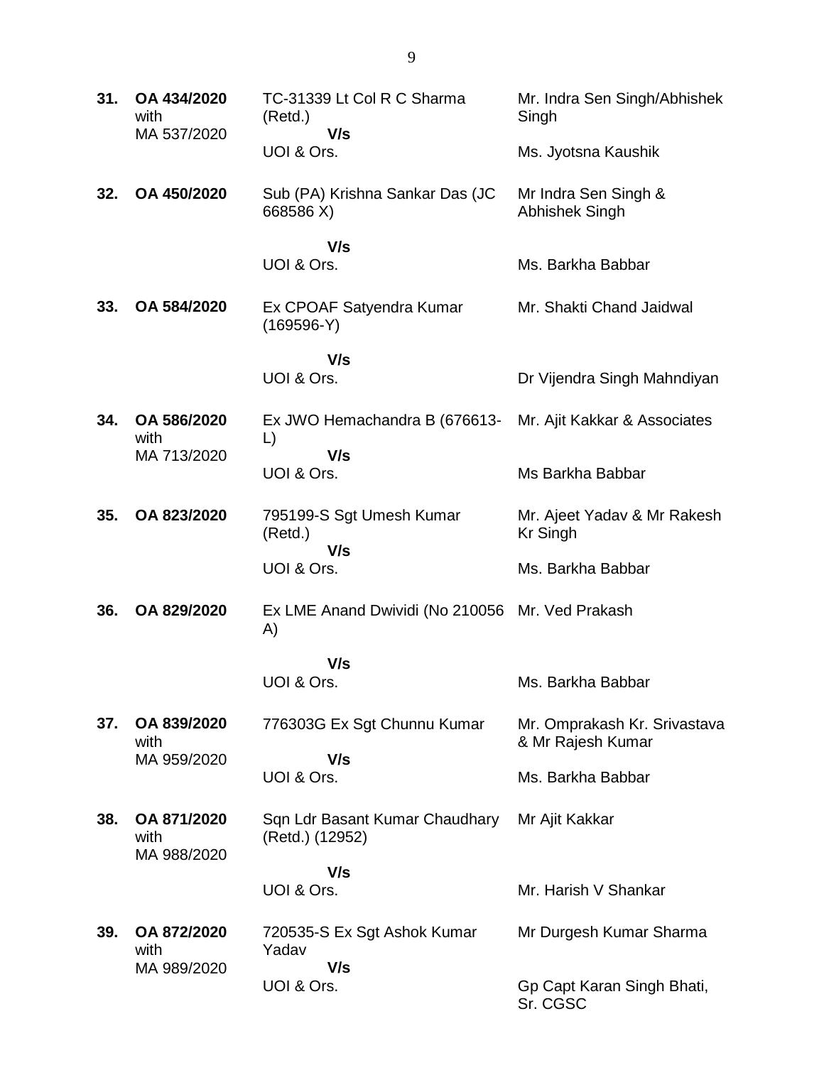| | | | |
|---|---|---|---|
| **31.** | **OA 434/2020** with MA 537/2020 | TC-31339 Lt Col R C Sharma (Retd.) **V/s** UOI & Ors. | Mr. Indra Sen Singh/Abhishek Singh<br><br>Ms. Jyotsna Kaushik |
| **32.** | **OA 450/2020** | Sub (PA) Krishna Sankar Das (JC 668586 X) **V/s** UOI & Ors. | Mr Indra Sen Singh & Abhishek Singh<br><br>Ms. Barkha Babbar |
| **33.** | **OA 584/2020** | Ex CPOAF Satyendra Kumar (169596-Y) **V/s** UOI & Ors. | Mr. Shakti Chand Jaidwal<br><br>Dr Vijendra Singh Mahndiyan |
| **34.** | **OA 586/2020** with MA 713/2020 | Ex JWO Hemachandra B (676613-L) **V/s** UOI & Ors. | Mr. Ajit Kakkar & Associates<br><br>Ms Barkha Babbar |
| **35.** | **OA 823/2020** | 795199-S Sgt Umesh Kumar (Retd.) **V/s** UOI & Ors. | Mr. Ajeet Yadav & Mr Rakesh Kr Singh<br><br>Ms. Barkha Babbar |
| **36.** | **OA 829/2020** | Ex LME Anand Dwividi (No 210056 A) **V/s** UOI & Ors. | Mr. Ved Prakash<br><br>Ms. Barkha Babbar |
| **37.** | **OA 839/2020** with MA 959/2020 | 776303G Ex Sgt Chunnu Kumar **V/s** UOI & Ors. | Mr. Omprakash Kr. Srivastava & Mr Rajesh Kumar<br><br>Ms. Barkha Babbar |
| **38.** | **OA 871/2020** with MA 988/2020 | Sqn Ldr Basant Kumar Chaudhary (Retd.) (12952) **V/s** UOI & Ors. | Mr Ajit Kakkar<br><br>Mr. Harish V Shankar |
| **39.** | **OA 872/2020** with MA 989/2020 | 720535-S Ex Sgt Ashok Kumar Yadav **V/s** UOI & Ors. | Mr Durgesh Kumar Sharma<br><br>Gp Capt Karan Singh Bhati, Sr. CGSC |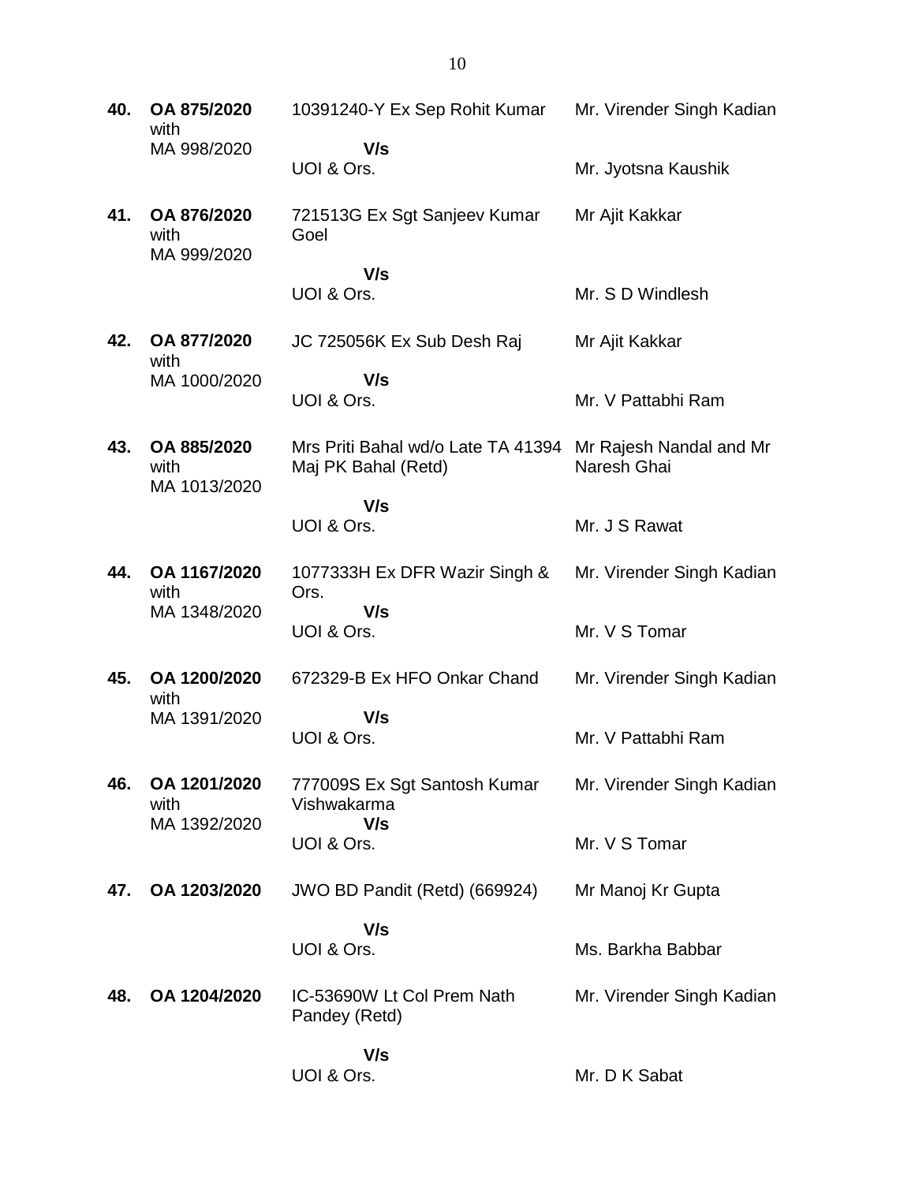| | | | |
|---|---|---|---|
| **40.** | **OA 875/2020** with MA 998/2020 | 10391240-Y Ex Sep Rohit Kumar **V/s** UOI & Ors. | Mr. Virender Singh Kadian<br><br>Mr. Jyotsna Kaushik |
| **41.** | **OA 876/2020** with MA 999/2020 | 721513G Ex Sgt Sanjeev Kumar Goel **V/s** UOI & Ors. | Mr Ajit Kakkar<br><br>Mr. S D Windlesh |
| **42.** | **OA 877/2020** with MA 1000/2020 | JC 725056K Ex Sub Desh Raj **V/s** UOI & Ors. | Mr Ajit Kakkar<br><br>Mr. V Pattabhi Ram |
| **43.** | **OA 885/2020** with MA 1013/2020 | Mrs Priti Bahal wd/o Late TA 41394 Maj PK Bahal (Retd) **V/s** UOI & Ors. | Mr Rajesh Nandal and Mr Naresh Ghai<br><br>Mr. J S Rawat |
| **44.** | **OA 1167/2020** with MA 1348/2020 | 1077333H Ex DFR Wazir Singh & Ors. **V/s** UOI & Ors. | Mr. Virender Singh Kadian<br><br>Mr. V S Tomar |
| **45.** | **OA 1200/2020** with MA 1391/2020 | 672329-B Ex HFO Onkar Chand **V/s** UOI & Ors. | Mr. Virender Singh Kadian<br><br>Mr. V Pattabhi Ram |
| **46.** | **OA 1201/2020** with MA 1392/2020 | 777009S Ex Sgt Santosh Kumar Vishwakarma **V/s** UOI & Ors. | Mr. Virender Singh Kadian<br><br>Mr. V S Tomar |
| **47.** | **OA 1203/2020** | JWO BD Pandit (Retd) (669924) **V/s** UOI & Ors. | Mr Manoj Kr Gupta<br><br>Ms. Barkha Babbar |
| **48.** | **OA 1204/2020** | IC-53690W Lt Col Prem Nath Pandey (Retd) **V/s** UOI & Ors. | Mr. Virender Singh Kadian<br><br>Mr. D K Sabat |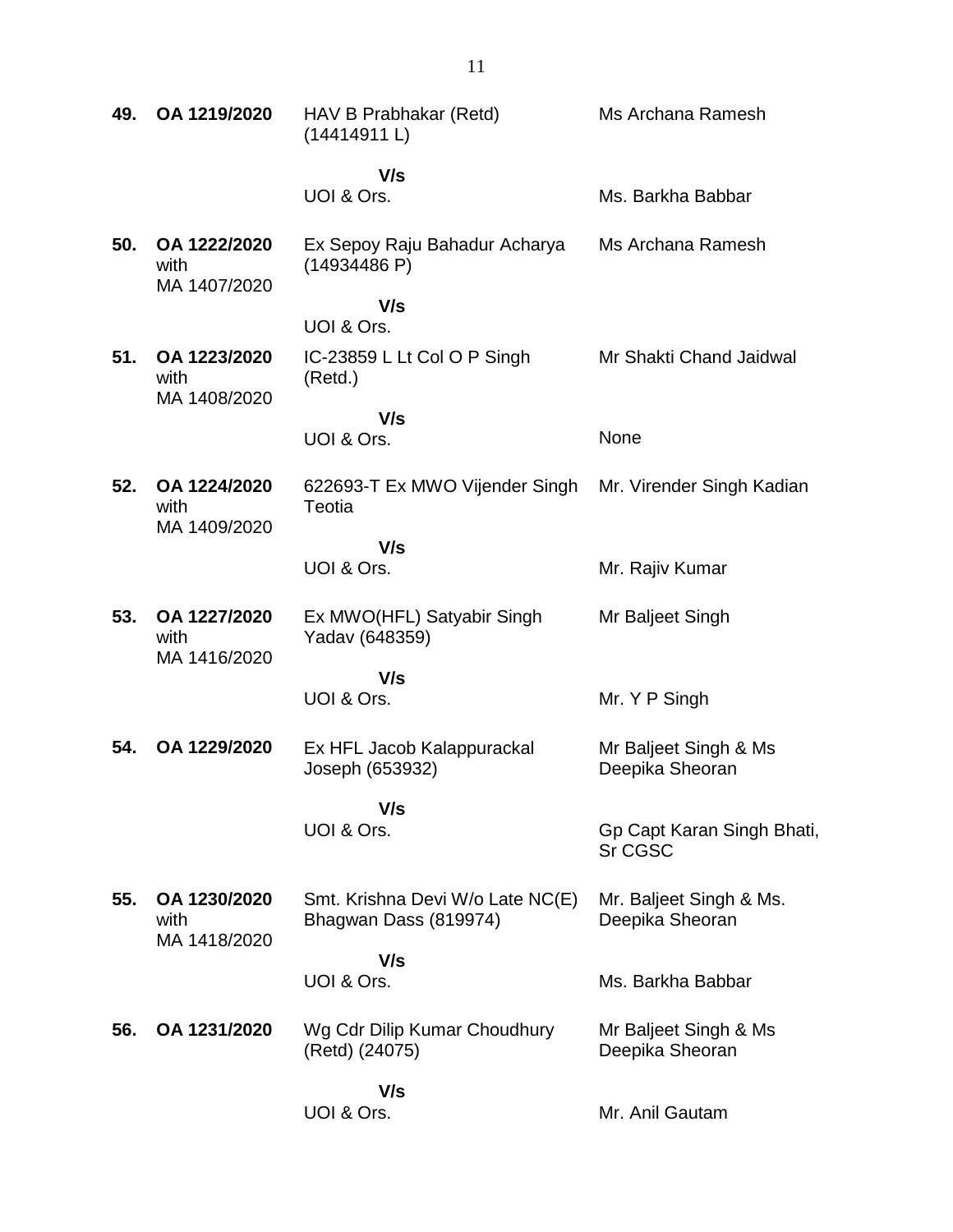| | | | |
|---|---|---|---|
| **49.** | **OA 1219/2020** | HAV B Prabhakar (Retd) (14414911 L)<br><br>**V/s**<br>UOI & Ors. | Ms Archana Ramesh<br><br><br>Ms. Barkha Babbar |
| **50.** | **OA 1222/2020** with MA 1407/2020 | Ex Sepoy Raju Bahadur Acharya (14934486 P)<br><br>**V/s**<br>UOI & Ors. | Ms Archana Ramesh |
| **51.** | **OA 1223/2020** with MA 1408/2020 | IC-23859 L Lt Col O P Singh (Retd.)<br><br>**V/s**<br>UOI & Ors. | Mr Shakti Chand Jaidwal<br><br><br>None |
| **52.** | **OA 1224/2020** with MA 1409/2020 | 622693-T Ex MWO Vijender Singh Teotia<br><br>**V/s**<br>UOI & Ors. | Mr. Virender Singh Kadian<br><br><br>Mr. Rajiv Kumar |
| **53.** | **OA 1227/2020** with MA 1416/2020 | Ex MWO(HFL) Satyabir Singh Yadav (648359)<br><br>**V/s**<br>UOI & Ors. | Mr Baljeet Singh<br><br><br>Mr. Y P Singh |
| **54.** | **OA 1229/2020** | Ex HFL Jacob Kalappurackal Joseph (653932)<br><br>**V/s**<br>UOI & Ors. | Mr Baljeet Singh & Ms Deepika Sheoran<br><br>Gp Capt Karan Singh Bhati, Sr CGSC |
| **55.** | **OA 1230/2020** with MA 1418/2020 | Smt. Krishna Devi W/o Late NC(E) Bhagwan Dass (819974)<br><br>**V/s**<br>UOI & Ors. | Mr. Baljeet Singh & Ms. Deepika Sheoran<br><br>Ms. Barkha Babbar |
| **56.** | **OA 1231/2020** | Wg Cdr Dilip Kumar Choudhury (Retd) (24075)<br><br>**V/s**<br>UOI & Ors. | Mr Baljeet Singh & Ms Deepika Sheoran<br><br>Mr. Anil Gautam |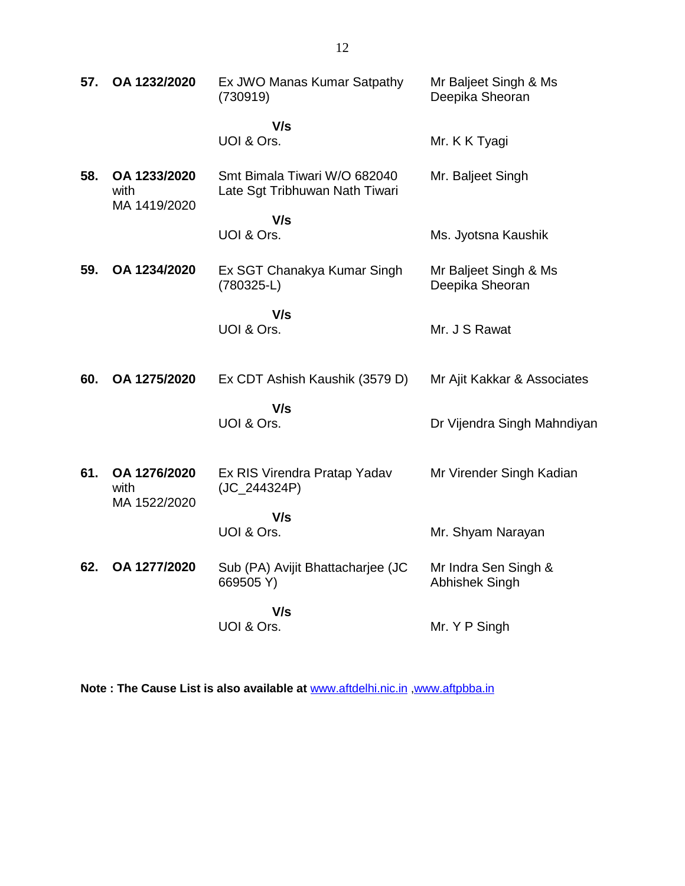| | | | |
|---|---|---|---|
| **57.** | **OA 1232/2020** | Ex JWO Manas Kumar Satpathy (730919)<br><br>**V/s**<br>UOI & Ors. | Mr Baljeet Singh & Ms Deepika Sheoran<br><br><br>Mr. K K Tyagi |
| **58.** | **OA 1233/2020** with MA 1419/2020 | Smt Bimala Tiwari W/O 682040 Late Sgt Tribhuwan Nath Tiwari<br><br>**V/s**<br>UOI & Ors. | Mr. Baljeet Singh<br><br><br>Ms. Jyotsna Kaushik |
| **59.** | **OA 1234/2020** | Ex SGT Chanakya Kumar Singh (780325-L)<br><br>**V/s**<br>UOI & Ors. | Mr Baljeet Singh & Ms Deepika Sheoran<br><br><br>Mr. J S Rawat |
| **60.** | **OA 1275/2020** | Ex CDT Ashish Kaushik (3579 D)<br><br>**V/s**<br>UOI & Ors. | Mr Ajit Kakkar & Associates<br><br><br>Dr Vijendra Singh Mahndiyan |
| **61.** | **OA 1276/2020** with MA 1522/2020 | Ex RIS Virendra Pratap Yadav (JC_244324P)<br><br>**V/s**<br>UOI & Ors. | Mr Virender Singh Kadian<br><br><br>Mr. Shyam Narayan |
| **62.** | **OA 1277/2020** | Sub (PA) Avijit Bhattacharjee (JC 669505 Y)<br><br>**V/s**<br>UOI & Ors. | Mr Indra Sen Singh & Abhishek Singh<br><br><br>Mr. Y P Singh |

**Note : The Cause List is also available at** www.aftdelhi.nic.in ,www.aftpbba.in